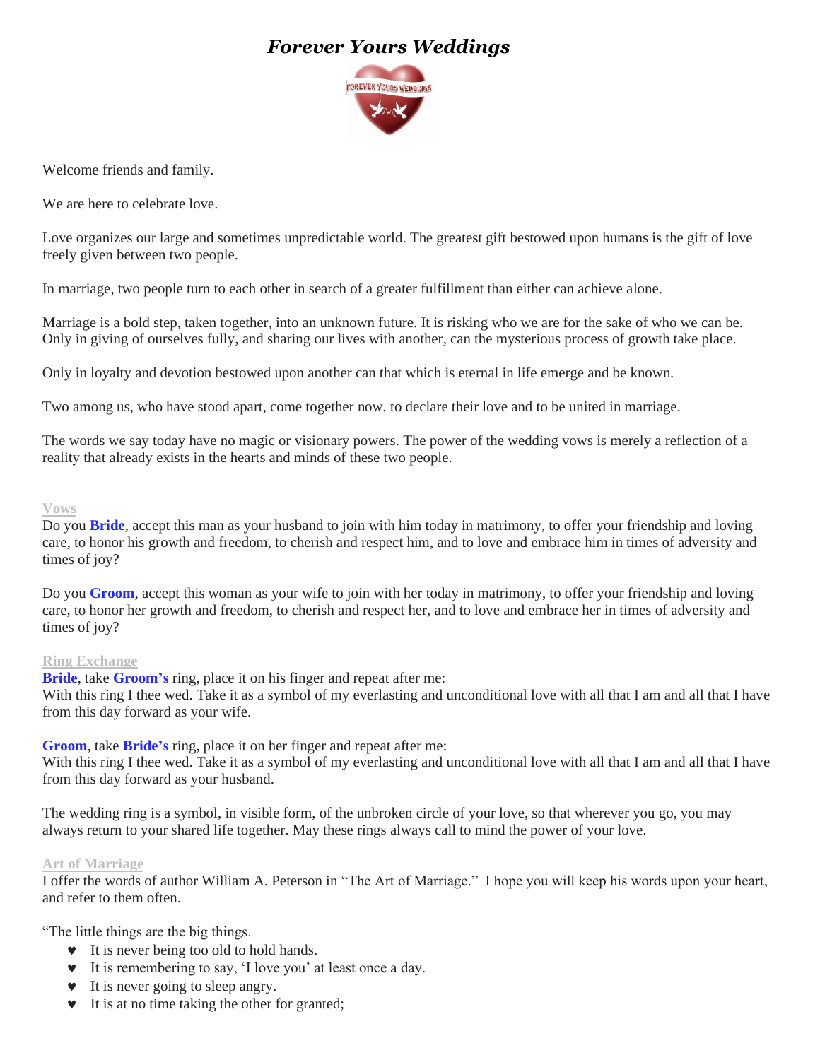# *Forever Yours Weddings*

Welcome friends and family.

We are here to celebrate love.

Love organizes our large and sometimes unpredictable world. The greatest gift bestowed upon humans is the gift of love freely given between two people.

In marriage, two people turn to each other in search of a greater fulfillment than either can achieve alone.

Marriage is a bold step, taken together, into an unknown future. It is risking who we are for the sake of who we can be. Only in giving of ourselves fully, and sharing our lives with another, can the mysterious process of growth take place.

Only in loyalty and devotion bestowed upon another can that which is eternal in life emerge and be known.

Two among us, who have stood apart, come together now, to declare their love and to be united in marriage.

The words we say today have no magic or visionary powers. The power of the wedding vows is merely a reflection of a reality that already exists in the hearts and minds of these two people.

## Vows

Do you **Bride**, accept this man as your husband to join with him today in matrimony, to offer your friendship and loving care, to honor his growth and freedom, to cherish and respect him, and to love and embrace him in times of adversity and times of joy?

Do you **Groom**, accept this woman as your wife to join with her today in matrimony, to offer your friendship and loving care, to honor her growth and freedom, to cherish and respect her, and to love and embrace her in times of adversity and times of joy?

## Ring Exchange

**Bride**, take **Groom's** ring, place it on his finger and repeat after me:
With this ring I thee wed. Take it as a symbol of my everlasting and unconditional love with all that I am and all that I have from this day forward as your wife.

**Groom**, take **Bride's** ring, place it on her finger and repeat after me:
With this ring I thee wed. Take it as a symbol of my everlasting and unconditional love with all that I am and all that I have from this day forward as your husband.

The wedding ring is a symbol, in visible form, of the unbroken circle of your love, so that wherever you go, you may always return to your shared life together. May these rings always call to mind the power of your love.

## Art of Marriage

I offer the words of author William A. Peterson in "The Art of Marriage." I hope you will keep his words upon your heart, and refer to them often.

"The little things are the big things.

- ♥ It is never being too old to hold hands.
- ♥ It is remembering to say, 'I love you' at least once a day.
- ♥ It is never going to sleep angry.
- ♥ It is at no time taking the other for granted;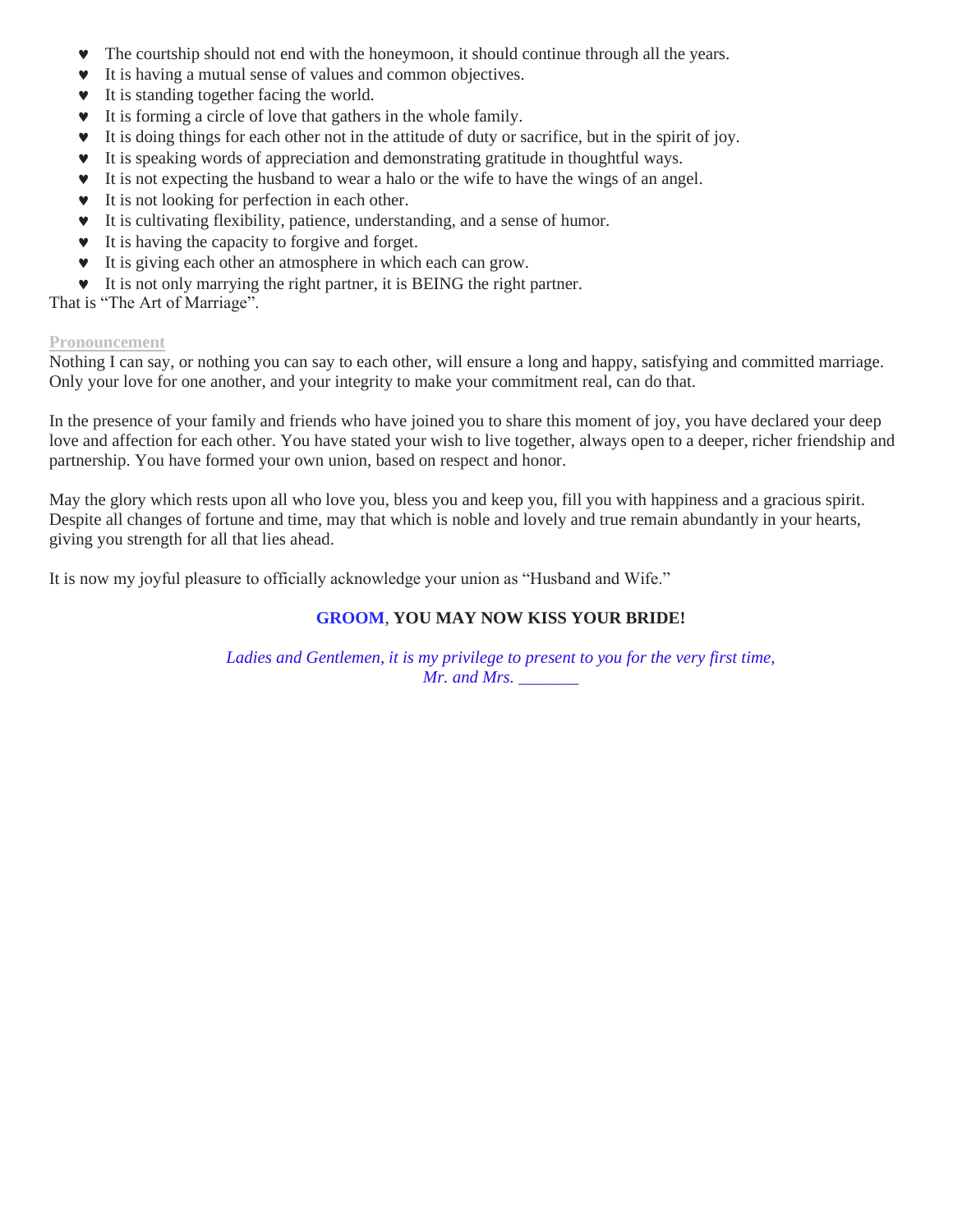- The courtship should not end with the honeymoon, it should continue through all the years.
- It is having a mutual sense of values and common objectives.
- It is standing together facing the world.
- It is forming a circle of love that gathers in the whole family.
- It is doing things for each other not in the attitude of duty or sacrifice, but in the spirit of joy.
- It is speaking words of appreciation and demonstrating gratitude in thoughtful ways.
- It is not expecting the husband to wear a halo or the wife to have the wings of an angel.
- It is not looking for perfection in each other.
- It is cultivating flexibility, patience, understanding, and a sense of humor.
- It is having the capacity to forgive and forget.
- It is giving each other an atmosphere in which each can grow.
- It is not only marrying the right partner, it is BEING the right partner.

That is "The Art of Marriage".

**Pronouncement**

Nothing I can say, or nothing you can say to each other, will ensure a long and happy, satisfying and committed marriage. Only your love for one another, and your integrity to make your commitment real, can do that.

In the presence of your family and friends who have joined you to share this moment of joy, you have declared your deep love and affection for each other. You have stated your wish to live together, always open to a deeper, richer friendship and partnership. You have formed your own union, based on respect and honor.

May the glory which rests upon all who love you, bless you and keep you, fill you with happiness and a gracious spirit. Despite all changes of fortune and time, may that which is noble and lovely and true remain abundantly in your hearts, giving you strength for all that lies ahead.

It is now my joyful pleasure to officially acknowledge your union as "Husband and Wife."

**GROOM, YOU MAY NOW KISS YOUR BRIDE!**

*Ladies and Gentlemen, it is my privilege to present to you for the very first time,*
*Mr. and Mrs. _______*